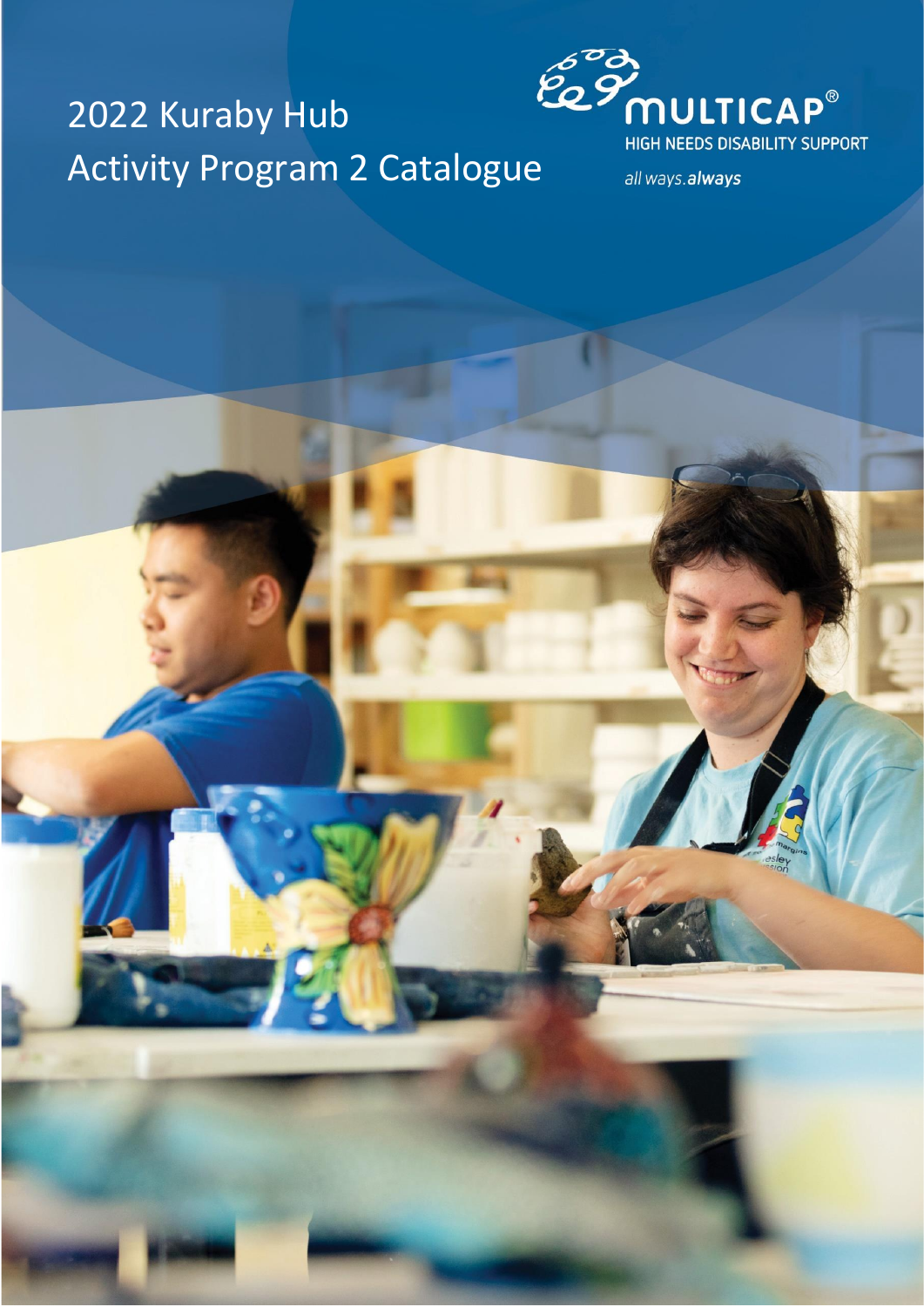# 2022 Kuraby Hub Activity Program 2 Catalogue

MULTICAP®

HIGH NEEDS DISABILITY SUPPORT

*all ways.* ***always***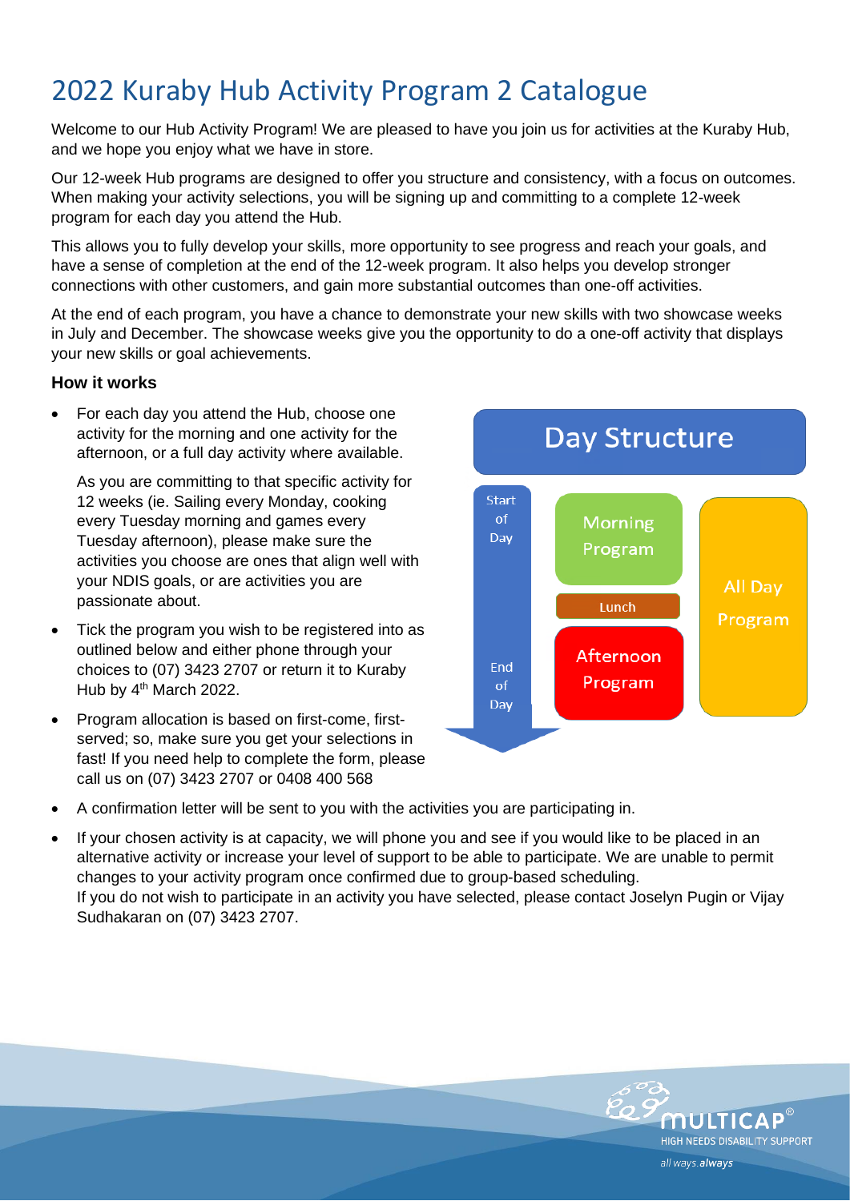# 2022 Kuraby Hub Activity Program 2 Catalogue

Welcome to our Hub Activity Program! We are pleased to have you join us for activities at the Kuraby Hub, and we hope you enjoy what we have in store.

Our 12-week Hub programs are designed to offer you structure and consistency, with a focus on outcomes. When making your activity selections, you will be signing up and committing to a complete 12-week program for each day you attend the Hub.

This allows you to fully develop your skills, more opportunity to see progress and reach your goals, and have a sense of completion at the end of the 12-week program. It also helps you develop stronger connections with other customers, and gain more substantial outcomes than one-off activities.

At the end of each program, you have a chance to demonstrate your new skills with two showcase weeks in July and December. The showcase weeks give you the opportunity to do a one-off activity that displays your new skills or goal achievements.

### How it works

- For each day you attend the Hub, choose one activity for the morning and one activity for the afternoon, or a full day activity where available.

  As you are committing to that specific activity for 12 weeks (ie. Sailing every Monday, cooking every Tuesday morning and games every Tuesday afternoon), please make sure the activities you choose are ones that align well with your NDIS goals, or are activities you are passionate about.

- Tick the program you wish to be registered into as outlined below and either phone through your choices to (07) 3423 2707 or return it to Kuraby Hub by 4th March 2022.
- Program allocation is based on first-come, first-served; so, make sure you get your selections in fast! If you need help to complete the form, please call us on (07) 3423 2707 or 0408 400 568
- A confirmation letter will be sent to you with the activities you are participating in.
- If your chosen activity is at capacity, we will phone you and see if you would like to be placed in an alternative activity or increase your level of support to be able to participate. We are unable to permit changes to your activity program once confirmed due to group-based scheduling.
  If you do not wish to participate in an activity you have selected, please contact Joselyn Pugin or Vijay Sudhakaran on (07) 3423 2707.

**Day Structure**

Start of Day → Morning Program → Lunch → Afternoon Program → End of Day

All Day Program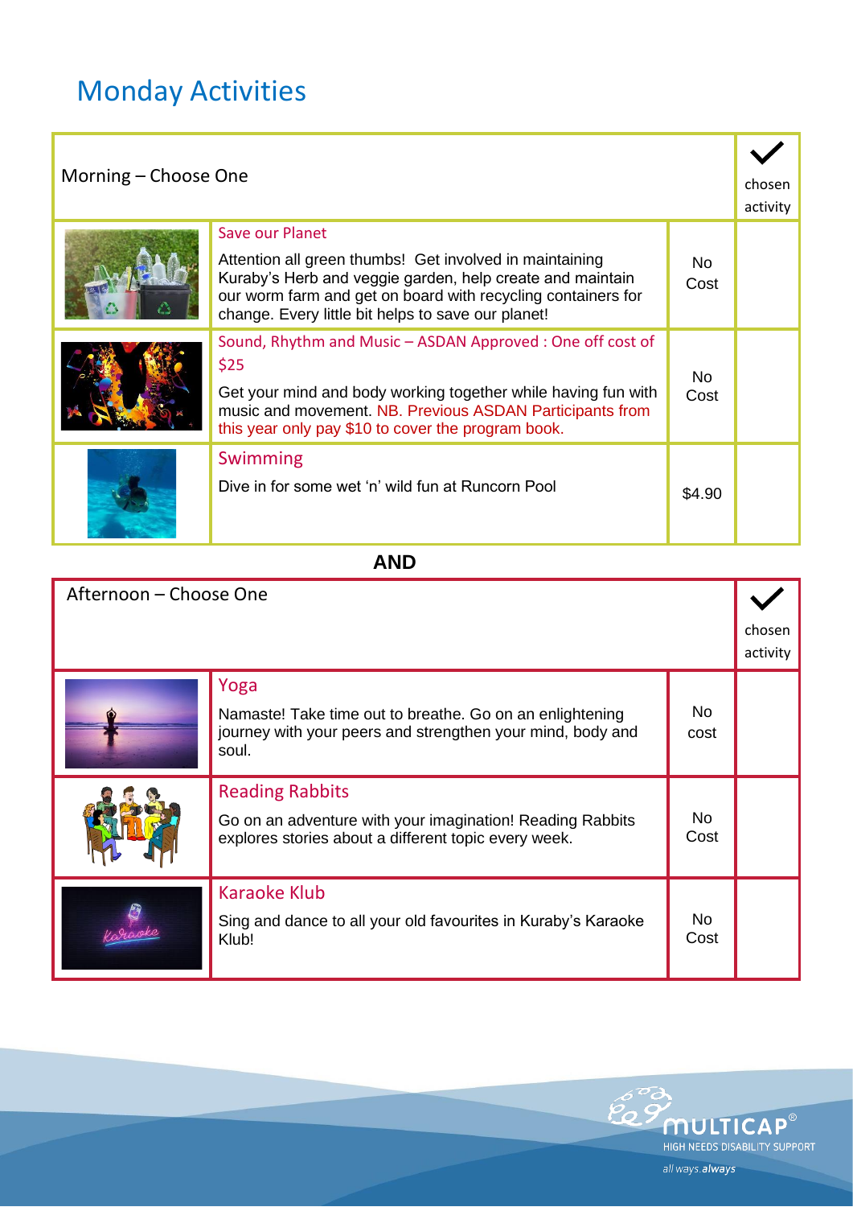# Monday Activities

| Morning – Choose One | | | ✓ chosen activity |
|---|---|---|---|
| | **Save our Planet**<br>Attention all green thumbs! Get involved in maintaining Kuraby's Herb and veggie garden, help create and maintain our worm farm and get on board with recycling containers for change. Every little bit helps to save our planet! | No Cost | |
| | **Sound, Rhythm and Music – ASDAN Approved : One off cost of $25**<br>Get your mind and body working together while having fun with music and movement. NB. Previous ASDAN Participants from this year only pay $10 to cover the program book. | No Cost | |
| | **Swimming**<br>Dive in for some wet 'n' wild fun at Runcorn Pool | $4.90 | |

**AND**

| Afternoon – Choose One | | | ✓ chosen activity |
|---|---|---|---|
| | **Yoga**<br>Namaste! Take time out to breathe. Go on an enlightening journey with your peers and strengthen your mind, body and soul. | No cost | |
| | **Reading Rabbits**<br>Go on an adventure with your imagination! Reading Rabbits explores stories about a different topic every week. | No Cost | |
| | **Karaoke Klub**<br>Sing and dance to all your old favourites in Kuraby's Karaoke Klub! | No Cost | |

MULTICAP® HIGH NEEDS DISABILITY SUPPORT

all ways.always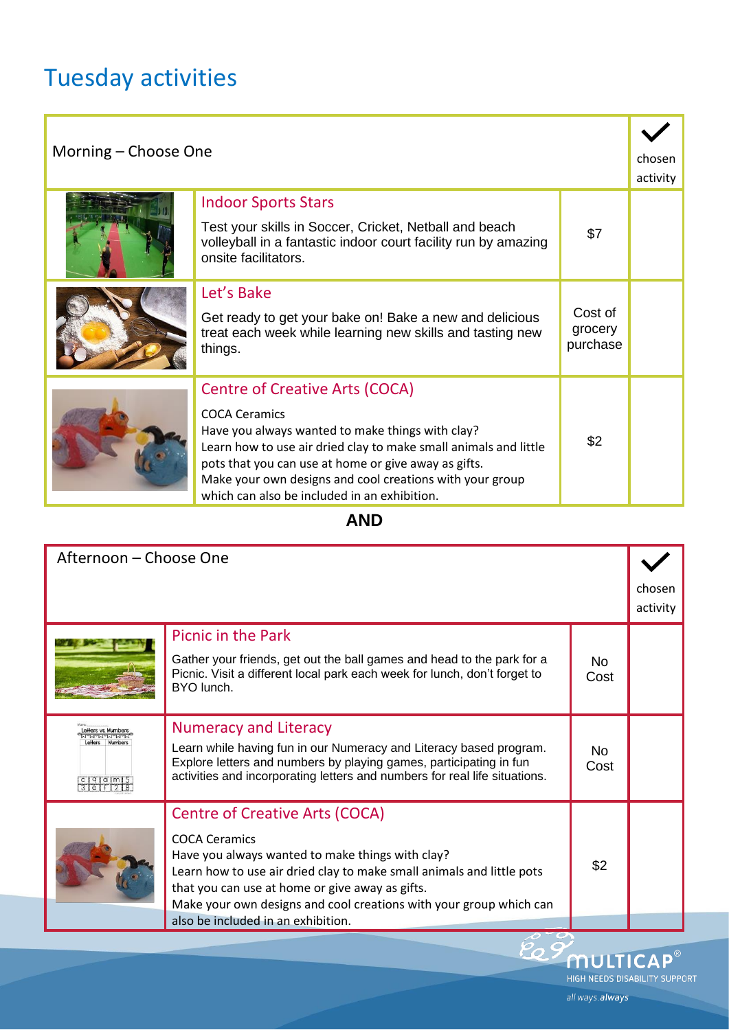# Tuesday activities

| Morning – Choose One | | | ✓ chosen activity |
|---|---|---|---|
| | **Indoor Sports Stars**<br>Test your skills in Soccer, Cricket, Netball and beach volleyball in a fantastic indoor court facility run by amazing onsite facilitators. | $7 | |
| | **Let's Bake**<br>Get ready to get your bake on! Bake a new and delicious treat each week while learning new skills and tasting new things. | Cost of grocery purchase | |
| | **Centre of Creative Arts (COCA)**<br>COCA Ceramics<br>Have you always wanted to make things with clay?<br>Learn how to use air dried clay to make small animals and little pots that you can use at home or give away as gifts.<br>Make your own designs and cool creations with your group which can also be included in an exhibition. | $2 | |

**AND**

| Afternoon – Choose One | | | ✓ chosen activity |
|---|---|---|---|
| | **Picnic in the Park**<br>Gather your friends, get out the ball games and head to the park for a Picnic. Visit a different local park each week for lunch, don't forget to BYO lunch. | No Cost | |
| | **Numeracy and Literacy**<br>Learn while having fun in our Numeracy and Literacy based program. Explore letters and numbers by playing games, participating in fun activities and incorporating letters and numbers for real life situations. | No Cost | |
| | **Centre of Creative Arts (COCA)**<br>COCA Ceramics<br>Have you always wanted to make things with clay?<br>Learn how to use air dried clay to make small animals and little pots that you can use at home or give away as gifts.<br>Make your own designs and cool creations with your group which can also be included in an exhibition. | $2 | |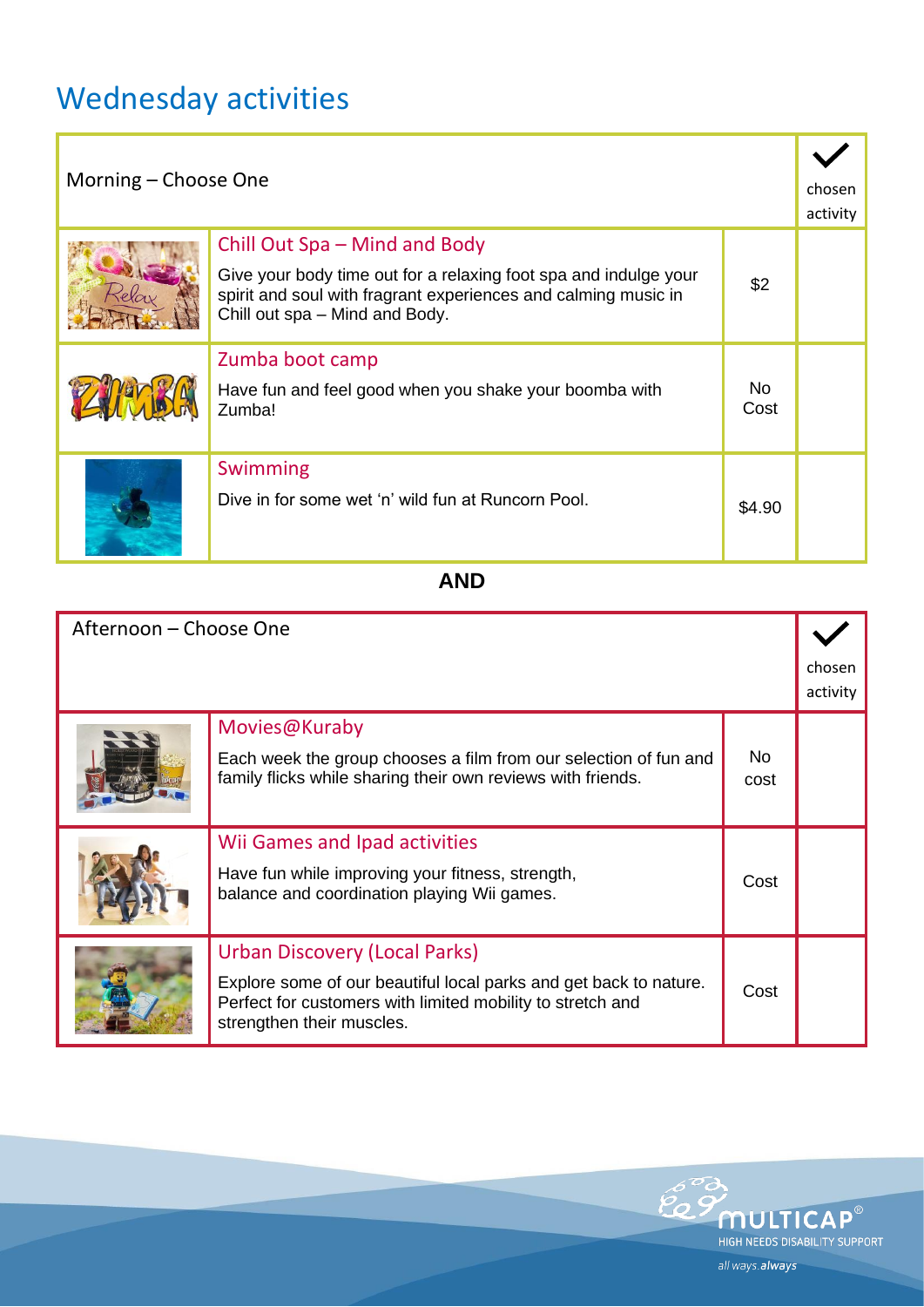# Wednesday activities

| Morning – Choose One | | | ✓ chosen activity |
|---|---|---|---|
| | **Chill Out Spa – Mind and Body**<br>Give your body time out for a relaxing foot spa and indulge your spirit and soul with fragrant experiences and calming music in Chill out spa – Mind and Body. | $2 | |
| | **Zumba boot camp**<br>Have fun and feel good when you shake your boomba with Zumba! | No Cost | |
| | **Swimming**<br>Dive in for some wet 'n' wild fun at Runcorn Pool. | $4.90 | |

**AND**

| Afternoon – Choose One | | | ✓ chosen activity |
|---|---|---|---|
| | **Movies@Kuraby**<br>Each week the group chooses a film from our selection of fun and family flicks while sharing their own reviews with friends. | No cost | |
| | **Wii Games and Ipad activities**<br>Have fun while improving your fitness, strength, balance and coordination playing Wii games. | Cost | |
| | **Urban Discovery (Local Parks)**<br>Explore some of our beautiful local parks and get back to nature. Perfect for customers with limited mobility to stretch and strengthen their muscles. | Cost | |

MULTICAP®
HIGH NEEDS DISABILITY SUPPORT
all ways. *always*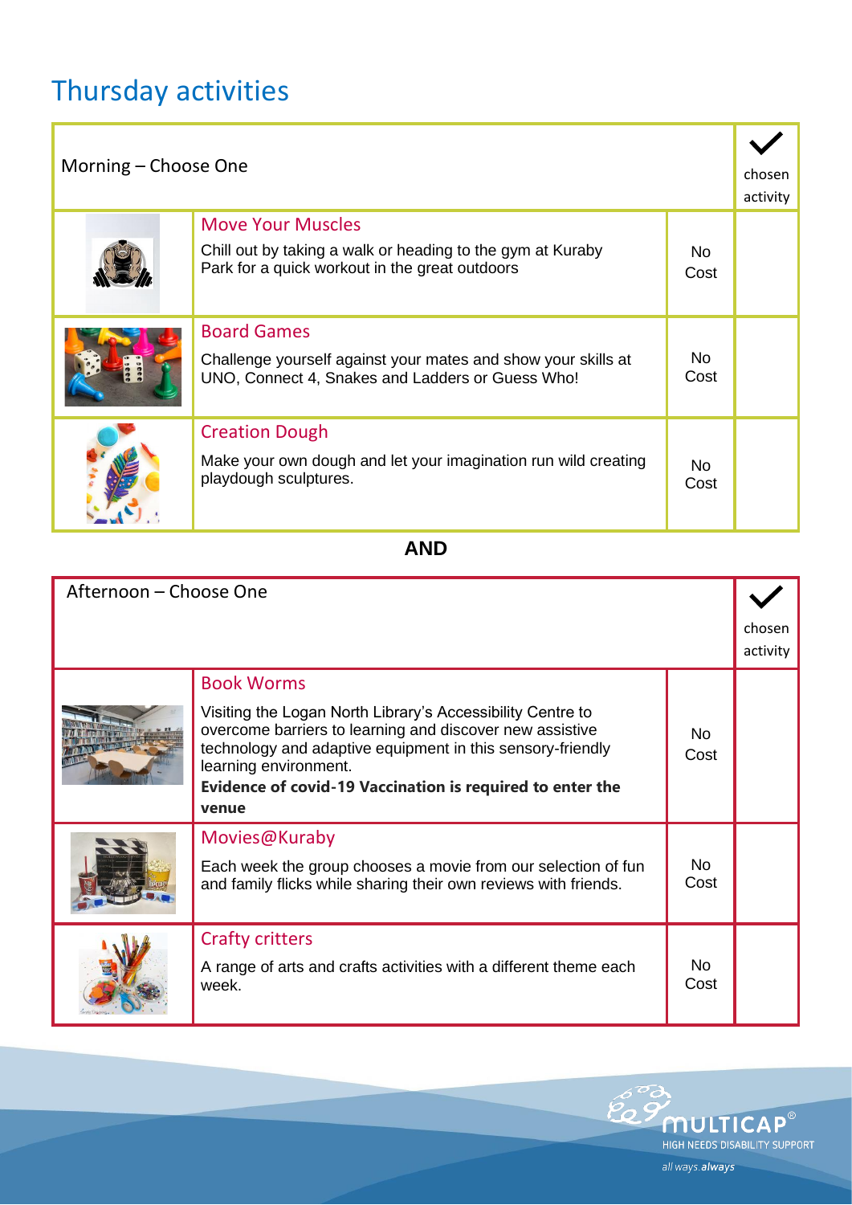# Thursday activities

| Morning – Choose One | | | ✓ chosen activity |
|---|---|---|---|
| | **Move Your Muscles**<br>Chill out by taking a walk or heading to the gym at Kuraby Park for a quick workout in the great outdoors | No Cost | |
| | **Board Games**<br>Challenge yourself against your mates and show your skills at UNO, Connect 4, Snakes and Ladders or Guess Who! | No Cost | |
| | **Creation Dough**<br>Make your own dough and let your imagination run wild creating playdough sculptures. | No Cost | |

**AND**

| Afternoon – Choose One | | | ✓ chosen activity |
|---|---|---|---|
| | **Book Worms**<br>Visiting the Logan North Library's Accessibility Centre to overcome barriers to learning and discover new assistive technology and adaptive equipment in this sensory-friendly learning environment.<br>**Evidence of covid-19 Vaccination is required to enter the venue** | No Cost | |
| | **Movies@Kuraby**<br>Each week the group chooses a movie from our selection of fun and family flicks while sharing their own reviews with friends. | No Cost | |
| | **Crafty critters**<br>A range of arts and crafts activities with a different theme each week. | No Cost | |

MULTICAP® HIGH NEEDS DISABILITY SUPPORT

all ways.*always*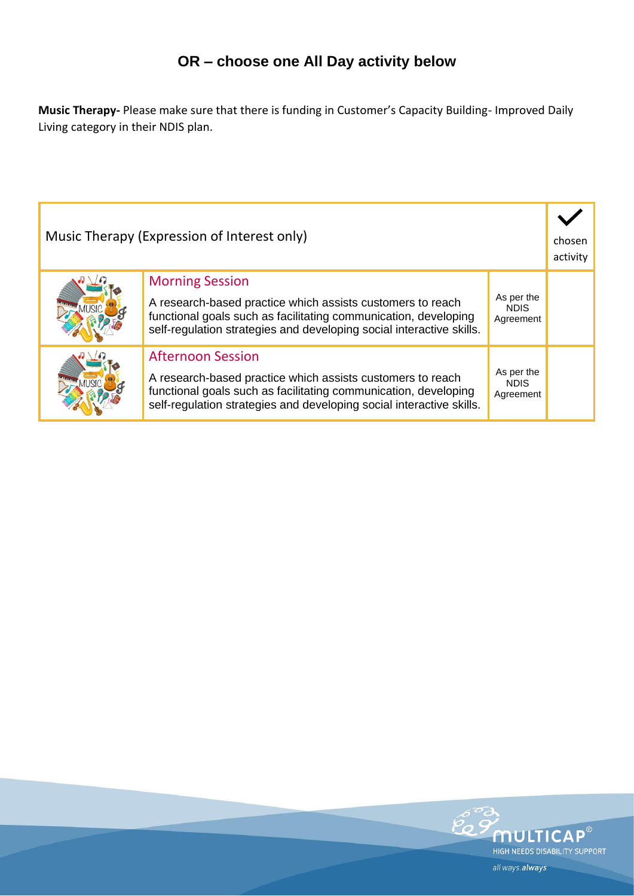## OR – choose one All Day activity below

**Music Therapy-** Please make sure that there is funding in Customer's Capacity Building- Improved Daily Living category in their NDIS plan.

| Music Therapy (Expression of Interest only) | | | ✓ chosen activity |
|---|---|---|---|
| | Morning Session<br>A research-based practice which assists customers to reach functional goals such as facilitating communication, developing self-regulation strategies and developing social interactive skills. | As per the NDIS Agreement | |
| | Afternoon Session<br>A research-based practice which assists customers to reach functional goals such as facilitating communication, developing self-regulation strategies and developing social interactive skills. | As per the NDIS Agreement | |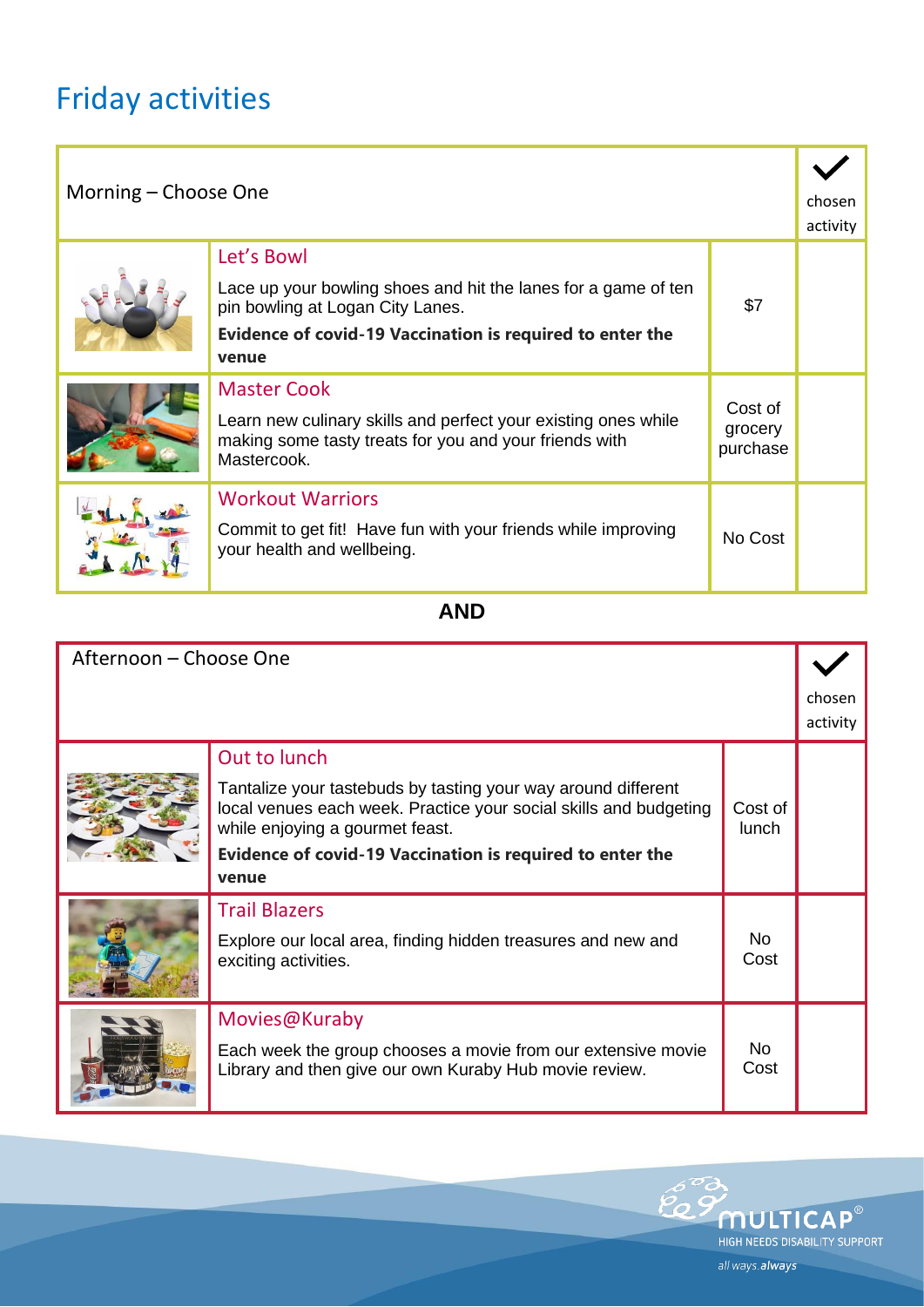# Friday activities

| Morning – Choose One | | | ✓ chosen activity |
|---|---|---|---|
| | **Let's Bowl**<br>Lace up your bowling shoes and hit the lanes for a game of ten pin bowling at Logan City Lanes.<br>**Evidence of covid-19 Vaccination is required to enter the venue** | $7 | |
| | **Master Cook**<br>Learn new culinary skills and perfect your existing ones while making some tasty treats for you and your friends with Mastercook. | Cost of grocery purchase | |
| | **Workout Warriors**<br>Commit to get fit! Have fun with your friends while improving your health and wellbeing. | No Cost | |

**AND**

| Afternoon – Choose One | | | ✓ chosen activity |
|---|---|---|---|
| | **Out to lunch**<br>Tantalize your tastebuds by tasting your way around different local venues each week. Practice your social skills and budgeting while enjoying a gourmet feast.<br>**Evidence of covid-19 Vaccination is required to enter the venue** | Cost of lunch | |
| | **Trail Blazers**<br>Explore our local area, finding hidden treasures and new and exciting activities. | No Cost | |
| | **Movies@Kuraby**<br>Each week the group chooses a movie from our extensive movie Library and then give our own Kuraby Hub movie review. | No Cost | |

MULTICAP®
HIGH NEEDS DISABILITY SUPPORT
all ways.*always*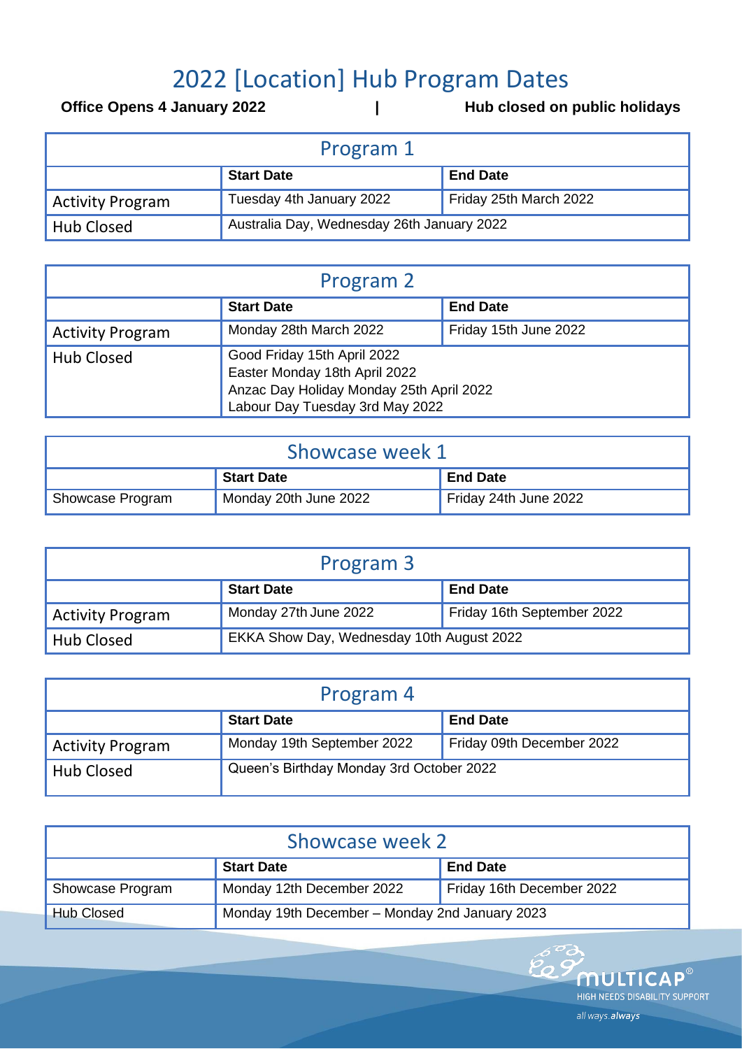# 2022 [Location] Hub Program Dates

**Office Opens 4 January 2022** | **Hub closed on public holidays**

| Program 1 | | |
|---|---|---|
| | **Start Date** | **End Date** |
| Activity Program | Tuesday 4th January 2022 | Friday 25th March 2022 |
| Hub Closed | Australia Day, Wednesday 26th January 2022 | |

| Program 2 | | |
|---|---|---|
| | **Start Date** | **End Date** |
| Activity Program | Monday 28th March 2022 | Friday 15th June 2022 |
| Hub Closed | Good Friday 15th April 2022<br>Easter Monday 18th April 2022<br>Anzac Day Holiday Monday 25th April 2022<br>Labour Day Tuesday 3rd May 2022 | |

| Showcase week 1 | | |
|---|---|---|
| | **Start Date** | **End Date** |
| Showcase Program | Monday 20th June 2022 | Friday 24th June 2022 |

| Program 3 | | |
|---|---|---|
| | **Start Date** | **End Date** |
| Activity Program | Monday 27th June 2022 | Friday 16th September 2022 |
| Hub Closed | EKKA Show Day, Wednesday 10th August 2022 | |

| Program 4 | | |
|---|---|---|
| | **Start Date** | **End Date** |
| Activity Program | Monday 19th September 2022 | Friday 09th December 2022 |
| Hub Closed | Queen's Birthday Monday 3rd October 2022 | |

| Showcase week 2 | | |
|---|---|---|
| | **Start Date** | **End Date** |
| Showcase Program | Monday 12th December 2022 | Friday 16th December 2022 |
| Hub Closed | Monday 19th December – Monday 2nd January 2023 | |

MULTICAP®
HIGH NEEDS DISABILITY SUPPORT
all ways.*always*